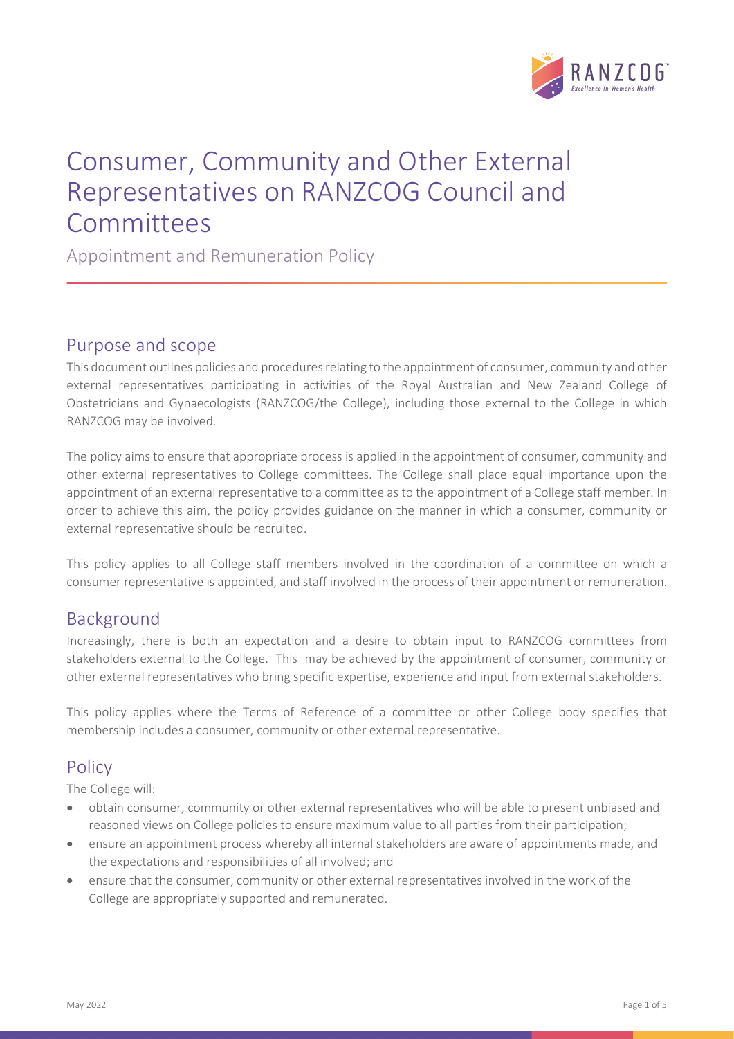# Consumer, Community and Other External Representatives on RANZCOG Council and Committees

Appointment and Remuneration Policy

## Purpose and scope

This document outlines policies and procedures relating to the appointment of consumer, community and other external representatives participating in activities of the Royal Australian and New Zealand College of Obstetricians and Gynaecologists (RANZCOG/the College), including those external to the College in which RANZCOG may be involved.

The policy aims to ensure that appropriate process is applied in the appointment of consumer, community and other external representatives to College committees. The College shall place equal importance upon the appointment of an external representative to a committee as to the appointment of a College staff member. In order to achieve this aim, the policy provides guidance on the manner in which a consumer, community or external representative should be recruited.

This policy applies to all College staff members involved in the coordination of a committee on which a consumer representative is appointed, and staff involved in the process of their appointment or remuneration.

## Background

Increasingly, there is both an expectation and a desire to obtain input to RANZCOG committees from stakeholders external to the College. This may be achieved by the appointment of consumer, community or other external representatives who bring specific expertise, experience and input from external stakeholders.

This policy applies where the Terms of Reference of a committee or other College body specifies that membership includes a consumer, community or other external representative.

## Policy

The College will:

- obtain consumer, community or other external representatives who will be able to present unbiased and reasoned views on College policies to ensure maximum value to all parties from their participation;
- ensure an appointment process whereby all internal stakeholders are aware of appointments made, and the expectations and responsibilities of all involved; and
- ensure that the consumer, community or other external representatives involved in the work of the College are appropriately supported and remunerated.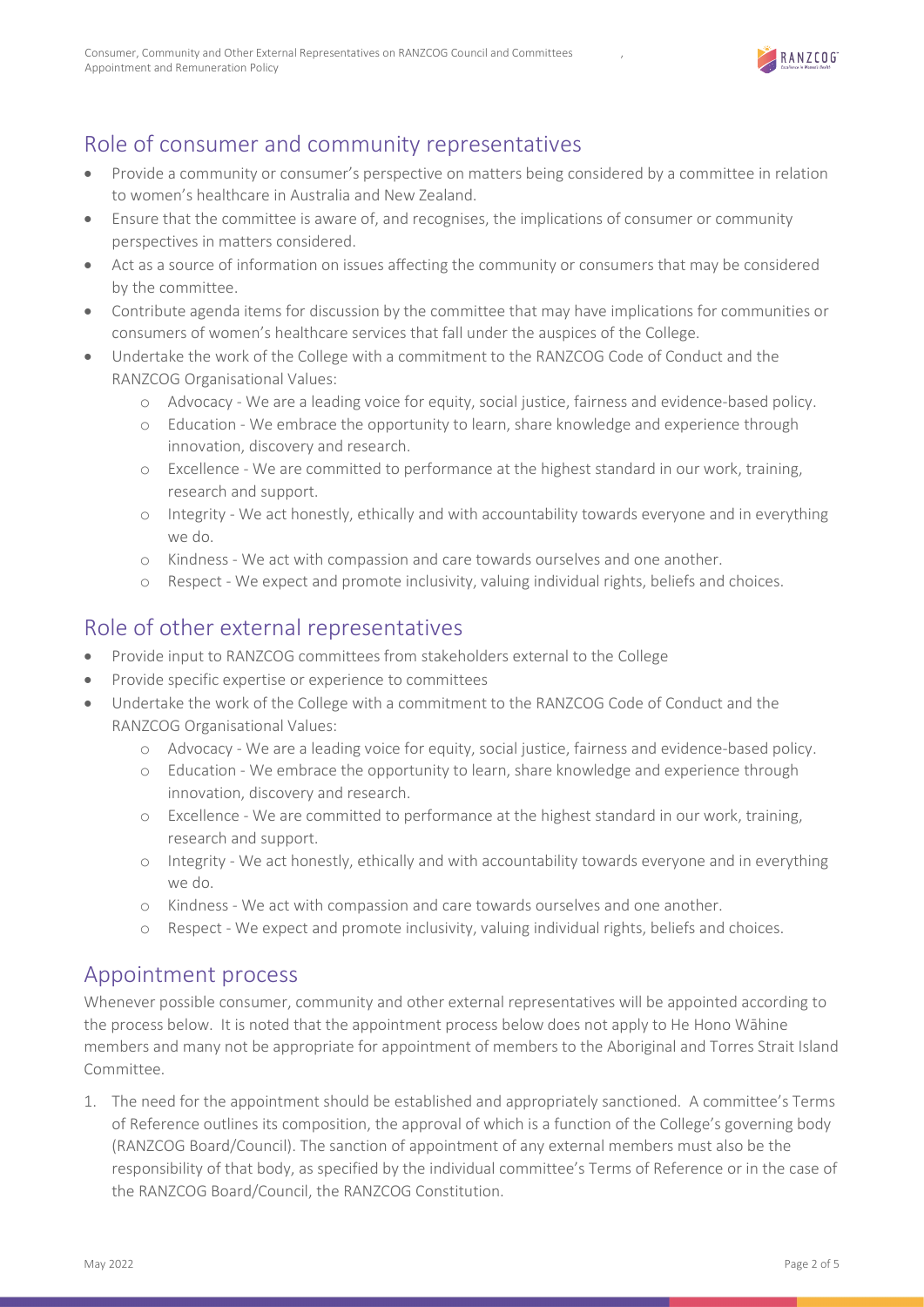## Role of consumer and community representatives

- Provide a community or consumer's perspective on matters being considered by a committee in relation to women's healthcare in Australia and New Zealand.
- Ensure that the committee is aware of, and recognises, the implications of consumer or community perspectives in matters considered.
- Act as a source of information on issues affecting the community or consumers that may be considered by the committee.
- Contribute agenda items for discussion by the committee that may have implications for communities or consumers of women's healthcare services that fall under the auspices of the College.
- Undertake the work of the College with a commitment to the RANZCOG Code of Conduct and the RANZCOG Organisational Values:
  - Advocacy - We are a leading voice for equity, social justice, fairness and evidence-based policy.
  - Education - We embrace the opportunity to learn, share knowledge and experience through innovation, discovery and research.
  - Excellence - We are committed to performance at the highest standard in our work, training, research and support.
  - Integrity - We act honestly, ethically and with accountability towards everyone and in everything we do.
  - Kindness - We act with compassion and care towards ourselves and one another.
  - Respect - We expect and promote inclusivity, valuing individual rights, beliefs and choices.

## Role of other external representatives

- Provide input to RANZCOG committees from stakeholders external to the College
- Provide specific expertise or experience to committees
- Undertake the work of the College with a commitment to the RANZCOG Code of Conduct and the RANZCOG Organisational Values:
  - Advocacy - We are a leading voice for equity, social justice, fairness and evidence-based policy.
  - Education - We embrace the opportunity to learn, share knowledge and experience through innovation, discovery and research.
  - Excellence - We are committed to performance at the highest standard in our work, training, research and support.
  - Integrity - We act honestly, ethically and with accountability towards everyone and in everything we do.
  - Kindness - We act with compassion and care towards ourselves and one another.
  - Respect - We expect and promote inclusivity, valuing individual rights, beliefs and choices.

## Appointment process

Whenever possible consumer, community and other external representatives will be appointed according to the process below. It is noted that the appointment process below does not apply to He Hono Wāhine members and many not be appropriate for appointment of members to the Aboriginal and Torres Strait Island Committee.

1. The need for the appointment should be established and appropriately sanctioned. A committee's Terms of Reference outlines its composition, the approval of which is a function of the College's governing body (RANZCOG Board/Council). The sanction of appointment of any external members must also be the responsibility of that body, as specified by the individual committee's Terms of Reference or in the case of the RANZCOG Board/Council, the RANZCOG Constitution.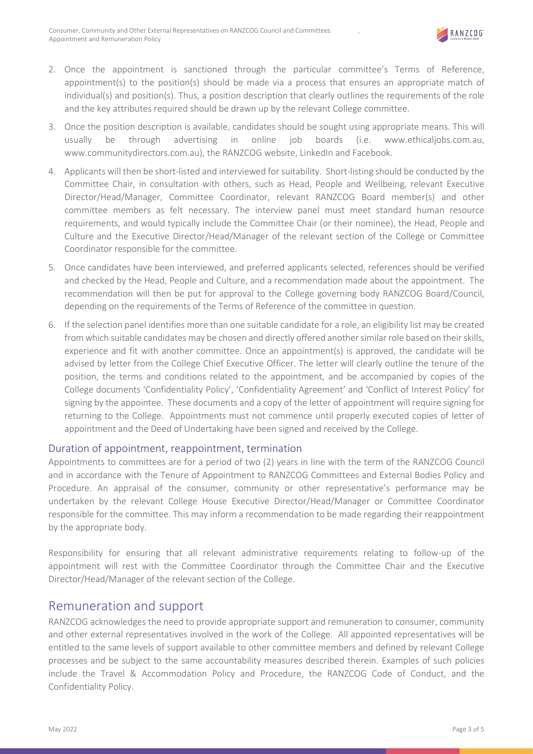2. Once the appointment is sanctioned through the particular committee's Terms of Reference, appointment(s) to the position(s) should be made via a process that ensures an appropriate match of individual(s) and position(s). Thus, a position description that clearly outlines the requirements of the role and the key attributes required should be drawn up by the relevant College committee.
3. Once the position description is available, candidates should be sought using appropriate means. This will usually be through advertising in online job boards (i.e. www.ethicaljobs.com.au, www.communitydirectors.com.au), the RANZCOG website, LinkedIn and Facebook.
4. Applicants will then be short-listed and interviewed for suitability. Short-listing should be conducted by the Committee Chair, in consultation with others, such as Head, People and Wellbeing, relevant Executive Director/Head/Manager, Committee Coordinator, relevant RANZCOG Board member(s) and other committee members as felt necessary. The interview panel must meet standard human resource requirements, and would typically include the Committee Chair (or their nominee), the Head, People and Culture and the Executive Director/Head/Manager of the relevant section of the College or Committee Coordinator responsible for the committee.
5. Once candidates have been interviewed, and preferred applicants selected, references should be verified and checked by the Head, People and Culture, and a recommendation made about the appointment. The recommendation will then be put for approval to the College governing body RANZCOG Board/Council, depending on the requirements of the Terms of Reference of the committee in question.
6. If the selection panel identifies more than one suitable candidate for a role, an eligibility list may be created from which suitable candidates may be chosen and directly offered another similar role based on their skills, experience and fit with another committee. Once an appointment(s) is approved, the candidate will be advised by letter from the College Chief Executive Officer. The letter will clearly outline the tenure of the position, the terms and conditions related to the appointment, and be accompanied by copies of the College documents 'Confidentiality Policy', 'Confidentiality Agreement' and 'Conflict of Interest Policy' for signing by the appointee. These documents and a copy of the letter of appointment will require signing for returning to the College. Appointments must not commence until properly executed copies of letter of appointment and the Deed of Undertaking have been signed and received by the College.

### Duration of appointment, reappointment, termination

Appointments to committees are for a period of two (2) years in line with the term of the RANZCOG Council and in accordance with the Tenure of Appointment to RANZCOG Committees and External Bodies Policy and Procedure. An appraisal of the consumer, community or other representative's performance may be undertaken by the relevant College House Executive Director/Head/Manager or Committee Coordinator responsible for the committee. This may inform a recommendation to be made regarding their reappointment by the appropriate body.

Responsibility for ensuring that all relevant administrative requirements relating to follow-up of the appointment will rest with the Committee Coordinator through the Committee Chair and the Executive Director/Head/Manager of the relevant section of the College.

## Remuneration and support

RANZCOG acknowledges the need to provide appropriate support and remuneration to consumer, community and other external representatives involved in the work of the College. All appointed representatives will be entitled to the same levels of support available to other committee members and defined by relevant College processes and be subject to the same accountability measures described therein. Examples of such policies include the Travel & Accommodation Policy and Procedure, the RANZCOG Code of Conduct, and the Confidentiality Policy.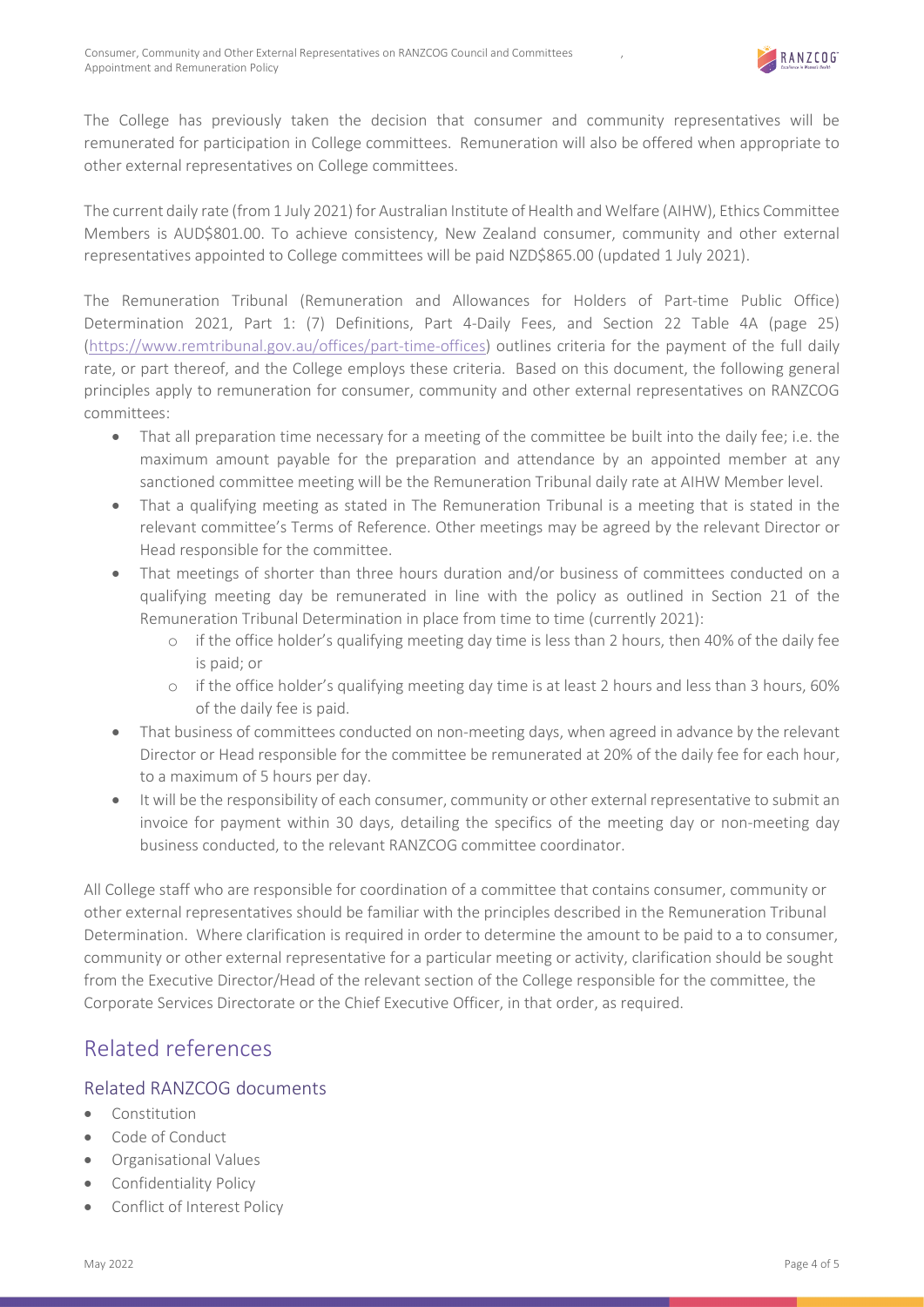The College has previously taken the decision that consumer and community representatives will be remunerated for participation in College committees. Remuneration will also be offered when appropriate to other external representatives on College committees.

The current daily rate (from 1 July 2021) for Australian Institute of Health and Welfare (AIHW), Ethics Committee Members is AUD$801.00. To achieve consistency, New Zealand consumer, community and other external representatives appointed to College committees will be paid NZD$865.00 (updated 1 July 2021).

The Remuneration Tribunal (Remuneration and Allowances for Holders of Part-time Public Office) Determination 2021, Part 1: (7) Definitions, Part 4-Daily Fees, and Section 22 Table 4A (page 25) (https://www.remtribunal.gov.au/offices/part-time-offices) outlines criteria for the payment of the full daily rate, or part thereof, and the College employs these criteria. Based on this document, the following general principles apply to remuneration for consumer, community and other external representatives on RANZCOG committees:

- That all preparation time necessary for a meeting of the committee be built into the daily fee; i.e. the maximum amount payable for the preparation and attendance by an appointed member at any sanctioned committee meeting will be the Remuneration Tribunal daily rate at AIHW Member level.
- That a qualifying meeting as stated in The Remuneration Tribunal is a meeting that is stated in the relevant committee's Terms of Reference. Other meetings may be agreed by the relevant Director or Head responsible for the committee.
- That meetings of shorter than three hours duration and/or business of committees conducted on a qualifying meeting day be remunerated in line with the policy as outlined in Section 21 of the Remuneration Tribunal Determination in place from time to time (currently 2021):
  - if the office holder's qualifying meeting day time is less than 2 hours, then 40% of the daily fee is paid; or
  - if the office holder's qualifying meeting day time is at least 2 hours and less than 3 hours, 60% of the daily fee is paid.
- That business of committees conducted on non-meeting days, when agreed in advance by the relevant Director or Head responsible for the committee be remunerated at 20% of the daily fee for each hour, to a maximum of 5 hours per day.
- It will be the responsibility of each consumer, community or other external representative to submit an invoice for payment within 30 days, detailing the specifics of the meeting day or non-meeting day business conducted, to the relevant RANZCOG committee coordinator.

All College staff who are responsible for coordination of a committee that contains consumer, community or other external representatives should be familiar with the principles described in the Remuneration Tribunal Determination. Where clarification is required in order to determine the amount to be paid to a to consumer, community or other external representative for a particular meeting or activity, clarification should be sought from the Executive Director/Head of the relevant section of the College responsible for the committee, the Corporate Services Directorate or the Chief Executive Officer, in that order, as required.

# Related references

## Related RANZCOG documents

- Constitution
- Code of Conduct
- Organisational Values
- Confidentiality Policy
- Conflict of Interest Policy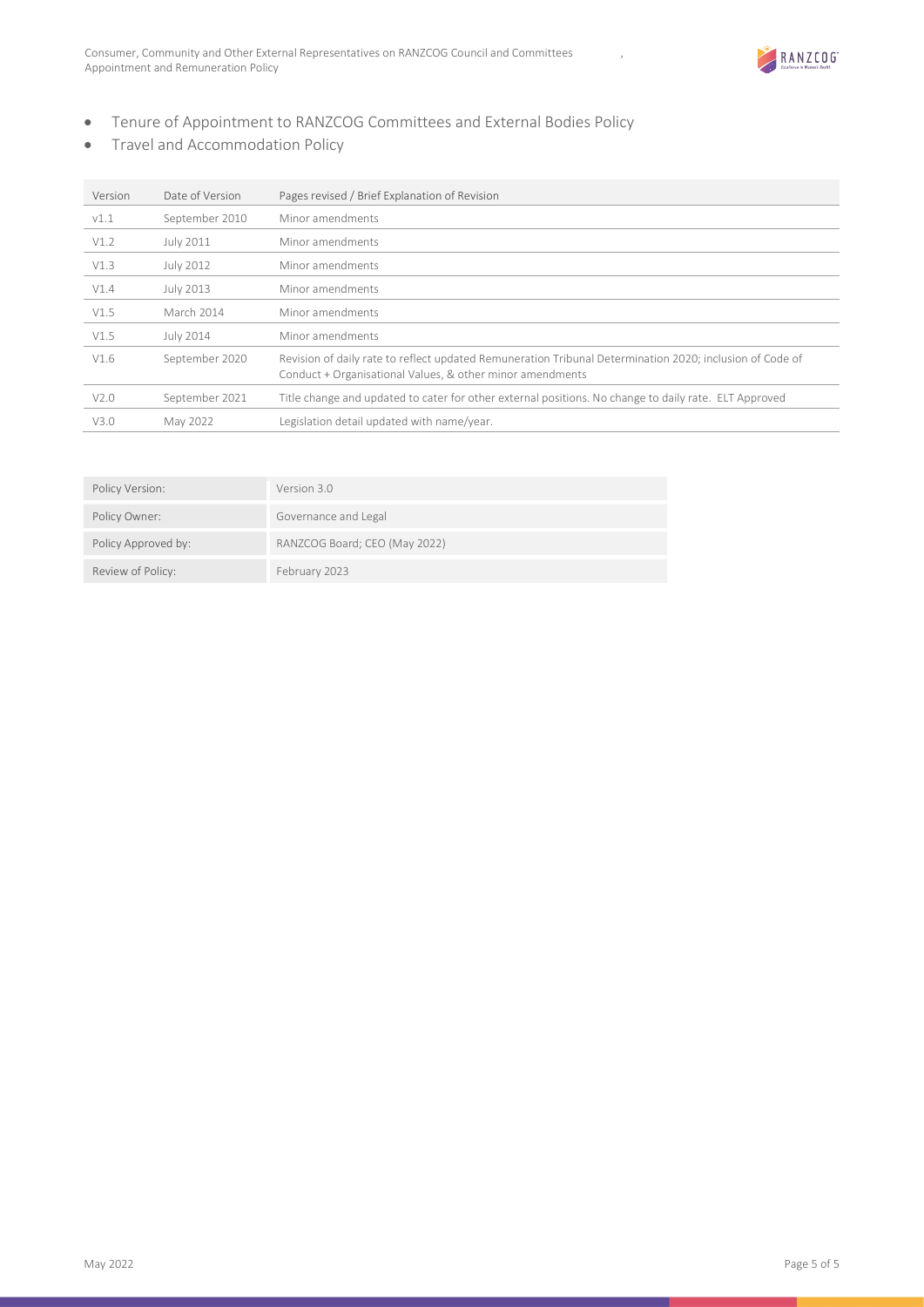- Tenure of Appointment to RANZCOG Committees and External Bodies Policy
- Travel and Accommodation Policy

| Version | Date of Version | Pages revised / Brief Explanation of Revision |
|---|---|---|
| v1.1 | September 2010 | Minor amendments |
| V1.2 | July 2011 | Minor amendments |
| V1.3 | July 2012 | Minor amendments |
| V1.4 | July 2013 | Minor amendments |
| V1.5 | March 2014 | Minor amendments |
| V1.5 | July 2014 | Minor amendments |
| V1.6 | September 2020 | Revision of daily rate to reflect updated Remuneration Tribunal Determination 2020; inclusion of Code of Conduct + Organisational Values, & other minor amendments |
| V2.0 | September 2021 | Title change and updated to cater for other external positions. No change to daily rate. ELT Approved |
| V3.0 | May 2022 | Legislation detail updated with name/year. |

| | |
|---|---|
| Policy Version: | Version 3.0 |
| Policy Owner: | Governance and Legal |
| Policy Approved by: | RANZCOG Board; CEO (May 2022) |
| Review of Policy: | February 2023 |